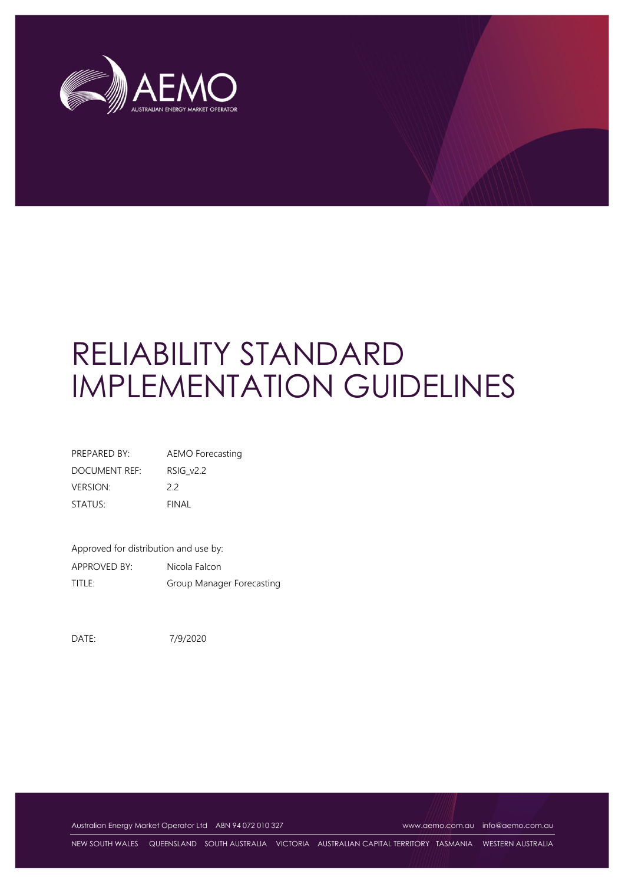# RELIABILITY STANDARD IMPLEMENTATION GUIDELINES

| | |
|---|---|
| PREPARED BY: | AEMO Forecasting |
| DOCUMENT REF: | RSIG_v2.2 |
| VERSION: | 2.2 |
| STATUS: | FINAL |

Approved for distribution and use by:

| | |
|---|---|
| APPROVED BY: | Nicola Falcon |
| TITLE: | Group Manager Forecasting |

DATE: 7/9/2020

Australian Energy Market Operator Ltd ABN 94 072 010 327 www.aemo.com.au info@aemo.com.au

NEW SOUTH WALES QUEENSLAND SOUTH AUSTRALIA VICTORIA AUSTRALIAN CAPITAL TERRITORY TASMANIA WESTERN AUSTRALIA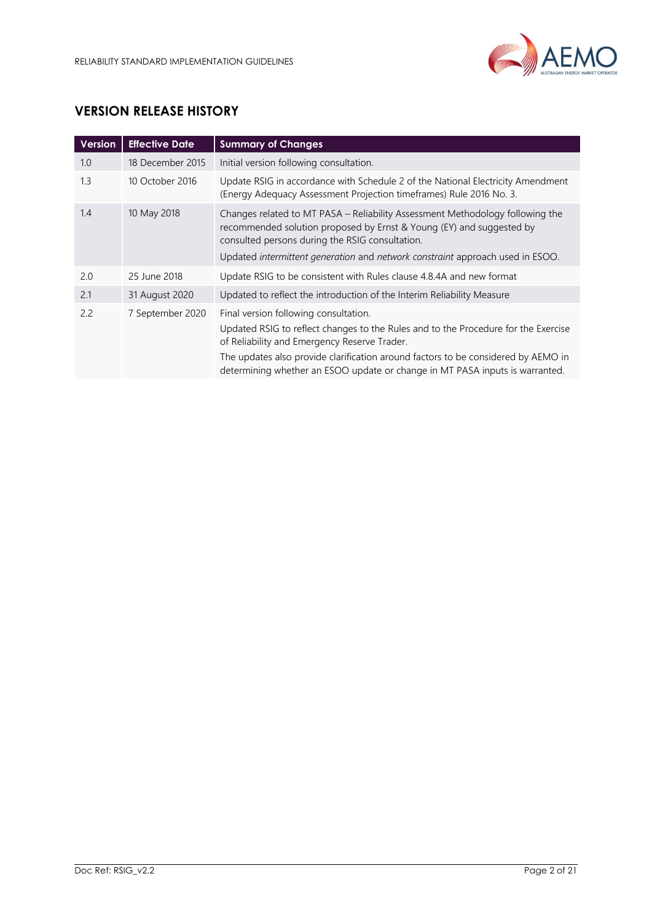## VERSION RELEASE HISTORY

| Version | Effective Date | Summary of Changes |
|---|---|---|
| 1.0 | 18 December 2015 | Initial version following consultation. |
| 1.3 | 10 October 2016 | Update RSIG in accordance with Schedule 2 of the National Electricity Amendment (Energy Adequacy Assessment Projection timeframes) Rule 2016 No. 3. |
| 1.4 | 10 May 2018 | Changes related to MT PASA – Reliability Assessment Methodology following the recommended solution proposed by Ernst & Young (EY) and suggested by consulted persons during the RSIG consultation.<br>Updated *intermittent generation* and *network constraint* approach used in ESOO. |
| 2.0 | 25 June 2018 | Update RSIG to be consistent with Rules clause 4.8.4A and new format |
| 2.1 | 31 August 2020 | Updated to reflect the introduction of the Interim Reliability Measure |
| 2.2 | 7 September 2020 | Final version following consultation.<br>Updated RSIG to reflect changes to the Rules and to the Procedure for the Exercise of Reliability and Emergency Reserve Trader.<br>The updates also provide clarification around factors to be considered by AEMO in determining whether an ESOO update or change in MT PASA inputs is warranted. |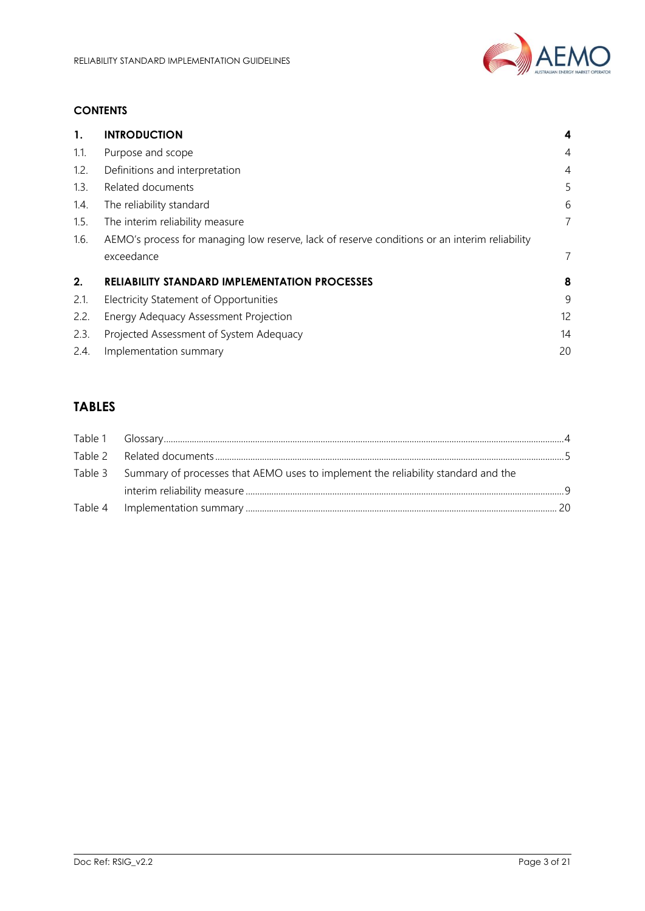## CONTENTS

| | | |
|---|---|---|
| **1.** | **INTRODUCTION** | **4** |
| 1.1. | Purpose and scope | 4 |
| 1.2. | Definitions and interpretation | 4 |
| 1.3. | Related documents | 5 |
| 1.4. | The reliability standard | 6 |
| 1.5. | The interim reliability measure | 7 |
| 1.6. | AEMO's process for managing low reserve, lack of reserve conditions or an interim reliability exceedance | 7 |
| **2.** | **RELIABILITY STANDARD IMPLEMENTATION PROCESSES** | **8** |
| 2.1. | Electricity Statement of Opportunities | 9 |
| 2.2. | Energy Adequacy Assessment Projection | 12 |
| 2.3. | Projected Assessment of System Adequacy | 14 |
| 2.4. | Implementation summary | 20 |

## TABLES

| | | |
|---|---|---|
| Table 1 | Glossary | 4 |
| Table 2 | Related documents | 5 |
| Table 3 | Summary of processes that AEMO uses to implement the reliability standard and the interim reliability measure | 9 |
| Table 4 | Implementation summary | 20 |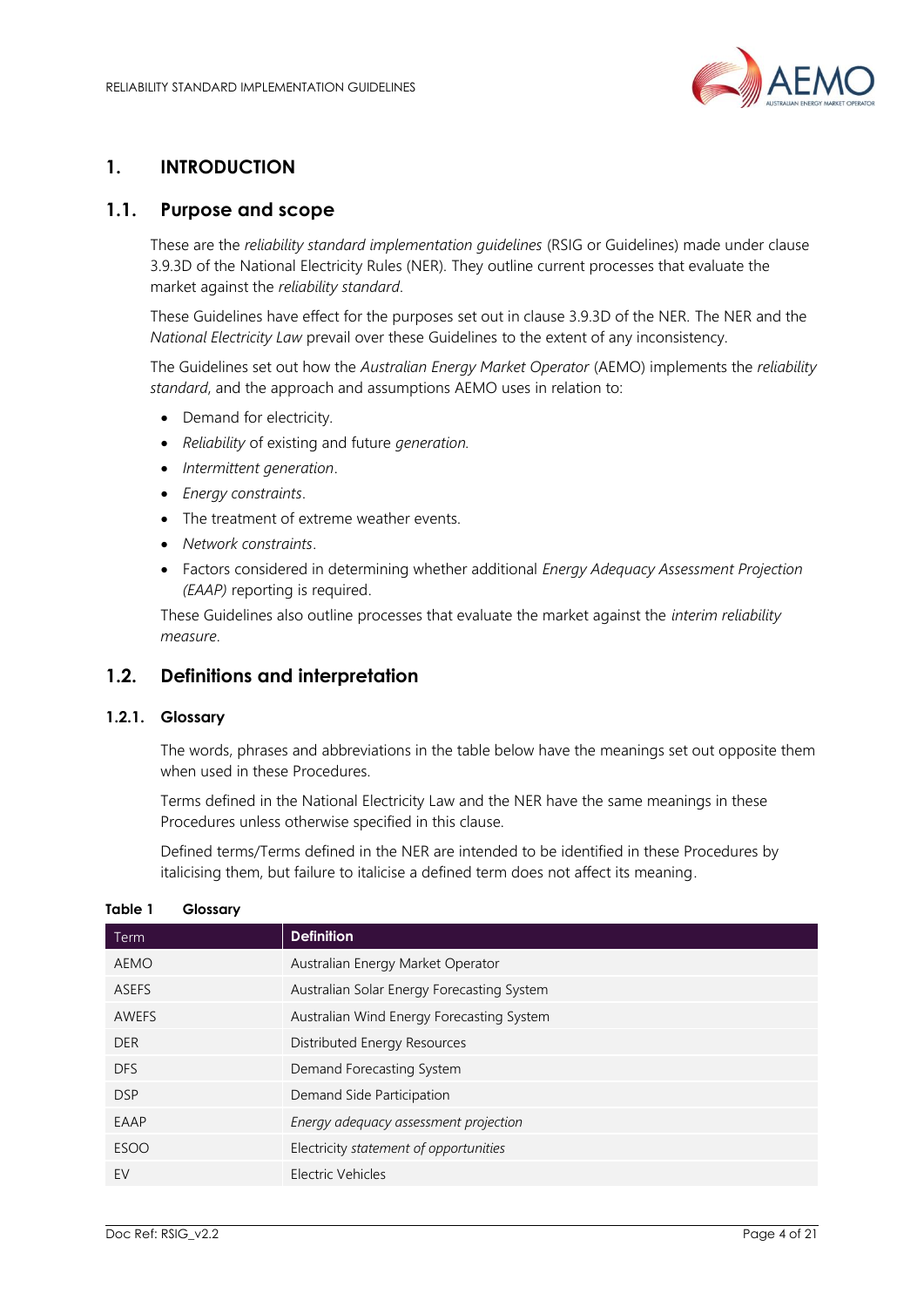# 1. INTRODUCTION

## 1.1. Purpose and scope

These are the *reliability standard implementation guidelines* (RSIG or Guidelines) made under clause 3.9.3D of the National Electricity Rules (NER). They outline current processes that evaluate the market against the *reliability standard*.

These Guidelines have effect for the purposes set out in clause 3.9.3D of the NER. The NER and the *National Electricity Law* prevail over these Guidelines to the extent of any inconsistency.

The Guidelines set out how the *Australian Energy Market Operator* (AEMO) implements the *reliability standard*, and the approach and assumptions AEMO uses in relation to:

- Demand for electricity.
- *Reliability* of existing and future *generation*.
- *Intermittent generation*.
- *Energy constraints*.
- The treatment of extreme weather events.
- *Network constraints*.
- Factors considered in determining whether additional *Energy Adequacy Assessment Projection (EAAP)* reporting is required.

These Guidelines also outline processes that evaluate the market against the *interim reliability measure*.

## 1.2. Definitions and interpretation

### 1.2.1. Glossary

The words, phrases and abbreviations in the table below have the meanings set out opposite them when used in these Procedures.

Terms defined in the National Electricity Law and the NER have the same meanings in these Procedures unless otherwise specified in this clause.

Defined terms/Terms defined in the NER are intended to be identified in these Procedures by italicising them, but failure to italicise a defined term does not affect its meaning.

**Table 1 Glossary**

| Term | Definition |
|---|---|
| AEMO | Australian Energy Market Operator |
| ASEFS | Australian Solar Energy Forecasting System |
| AWEFS | Australian Wind Energy Forecasting System |
| DER | Distributed Energy Resources |
| DFS | Demand Forecasting System |
| DSP | Demand Side Participation |
| EAAP | *Energy adequacy assessment projection* |
| ESOO | Electricity *statement of opportunities* |
| EV | Electric Vehicles |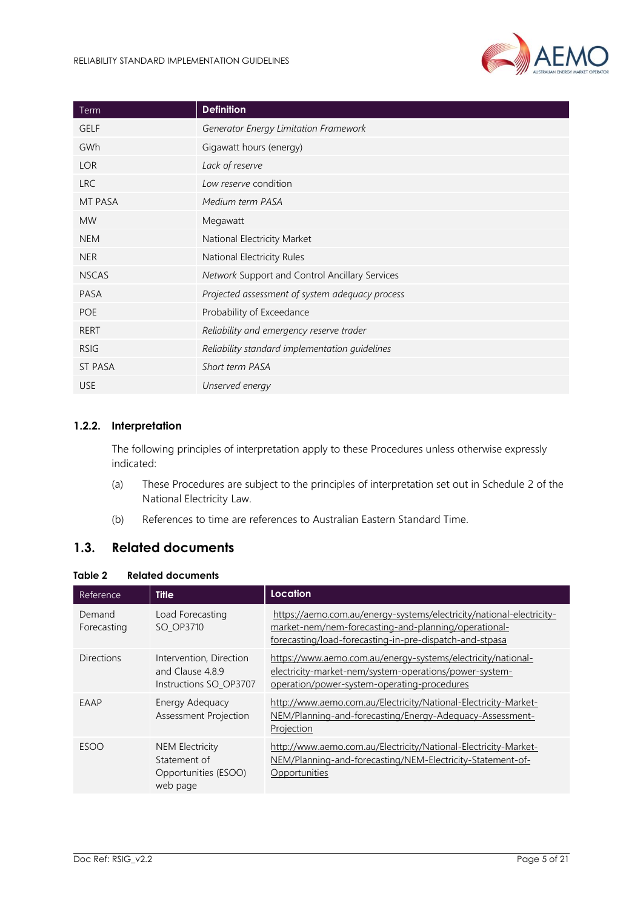| Term | Definition |
| --- | --- |
| GELF | *Generator Energy Limitation Framework* |
| GWh | Gigawatt hours (energy) |
| LOR | *Lack of reserve* |
| LRC | *Low reserve* condition |
| MT PASA | *Medium term PASA* |
| MW | Megawatt |
| NEM | National Electricity Market |
| NER | National Electricity Rules |
| NSCAS | *Network* Support and Control Ancillary Services |
| PASA | *Projected assessment of system adequacy process* |
| POE | Probability of Exceedance |
| RERT | *Reliability and emergency reserve trader* |
| RSIG | *Reliability standard implementation guidelines* |
| ST PASA | *Short term PASA* |
| USE | *Unserved energy* |

### 1.2.2. Interpretation

The following principles of interpretation apply to these Procedures unless otherwise expressly indicated:

(a) These Procedures are subject to the principles of interpretation set out in Schedule 2 of the National Electricity Law.

(b) References to time are references to Australian Eastern Standard Time.

## 1.3. Related documents

**Table 2 Related documents**

| Reference | Title | Location |
| --- | --- | --- |
| Demand Forecasting | Load Forecasting SO_OP3710 | https://aemo.com.au/energy-systems/electricity/national-electricity-market-nem/nem-forecasting-and-planning/operational-forecasting/load-forecasting-in-pre-dispatch-and-stpasa |
| Directions | Intervention, Direction and Clause 4.8.9 Instructions SO_OP3707 | https://www.aemo.com.au/energy-systems/electricity/national-electricity-market-nem/system-operations/power-system-operation/power-system-operating-procedures |
| EAAP | Energy Adequacy Assessment Projection | http://www.aemo.com.au/Electricity/National-Electricity-Market-NEM/Planning-and-forecasting/Energy-Adequacy-Assessment-Projection |
| ESOO | NEM Electricity Statement of Opportunities (ESOO) web page | http://www.aemo.com.au/Electricity/National-Electricity-Market-NEM/Planning-and-forecasting/NEM-Electricity-Statement-of-Opportunities |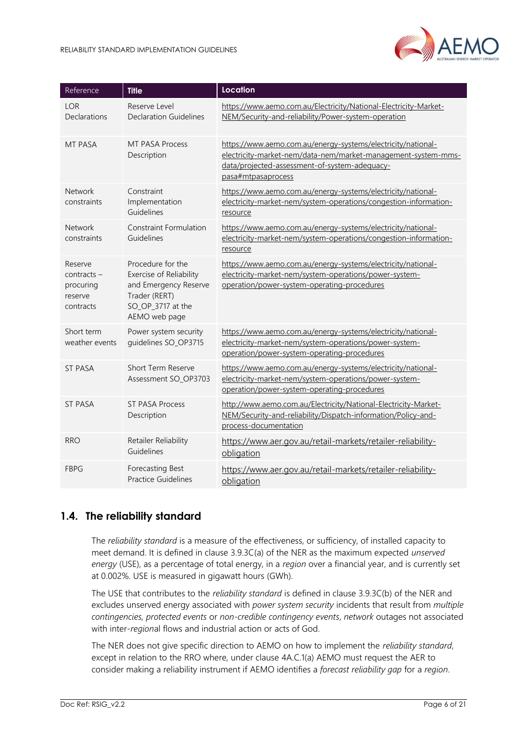| Reference | Title | Location |
| --- | --- | --- |
| LOR Declarations | Reserve Level Declaration Guidelines | https://www.aemo.com.au/Electricity/National-Electricity-Market-NEM/Security-and-reliability/Power-system-operation |
| MT PASA | MT PASA Process Description | https://www.aemo.com.au/energy-systems/electricity/national-electricity-market-nem/data-nem/market-management-system-mms-data/projected-assessment-of-system-adequacy-pasa#mtpasaprocess |
| Network constraints | Constraint Implementation Guidelines | https://www.aemo.com.au/energy-systems/electricity/national-electricity-market-nem/system-operations/congestion-information-resource |
| Network constraints | Constraint Formulation Guidelines | https://www.aemo.com.au/energy-systems/electricity/national-electricity-market-nem/system-operations/congestion-information-resource |
| Reserve contracts – procuring reserve contracts | Procedure for the Exercise of Reliability and Emergency Reserve Trader (RERT) SO_OP_3717 at the AEMO web page | https://www.aemo.com.au/energy-systems/electricity/national-electricity-market-nem/system-operations/power-system-operation/power-system-operating-procedures |
| Short term weather events | Power system security guidelines SO_OP3715 | https://www.aemo.com.au/energy-systems/electricity/national-electricity-market-nem/system-operations/power-system-operation/power-system-operating-procedures |
| ST PASA | Short Term Reserve Assessment SO_OP3703 | https://www.aemo.com.au/energy-systems/electricity/national-electricity-market-nem/system-operations/power-system-operation/power-system-operating-procedures |
| ST PASA | ST PASA Process Description | http://www.aemo.com.au/Electricity/National-Electricity-Market-NEM/Security-and-reliability/Dispatch-information/Policy-and-process-documentation |
| RRO | Retailer Reliability Guidelines | https://www.aer.gov.au/retail-markets/retailer-reliability-obligation |
| FBPG | Forecasting Best Practice Guidelines | https://www.aer.gov.au/retail-markets/retailer-reliability-obligation |

## 1.4. The reliability standard

The *reliability standard* is a measure of the effectiveness, or sufficiency, of installed capacity to meet demand. It is defined in clause 3.9.3C(a) of the NER as the maximum expected *unserved energy* (USE), as a percentage of total energy, in a *region* over a financial year, and is currently set at 0.002%. USE is measured in gigawatt hours (GWh).

The USE that contributes to the *reliability standard* is defined in clause 3.9.3C(b) of the NER and excludes unserved energy associated with *power system security* incidents that result from *multiple contingencies*, *protected events* or *non-credible contingency events*, *network* outages not associated with inter-*regional* flows and industrial action or acts of God.

The NER does not give specific direction to AEMO on how to implement the *reliability standard*, except in relation to the RRO where, under clause 4A.C.1(a) AEMO must request the AER to consider making a reliability instrument if AEMO identifies a *forecast reliability gap* for a *region*.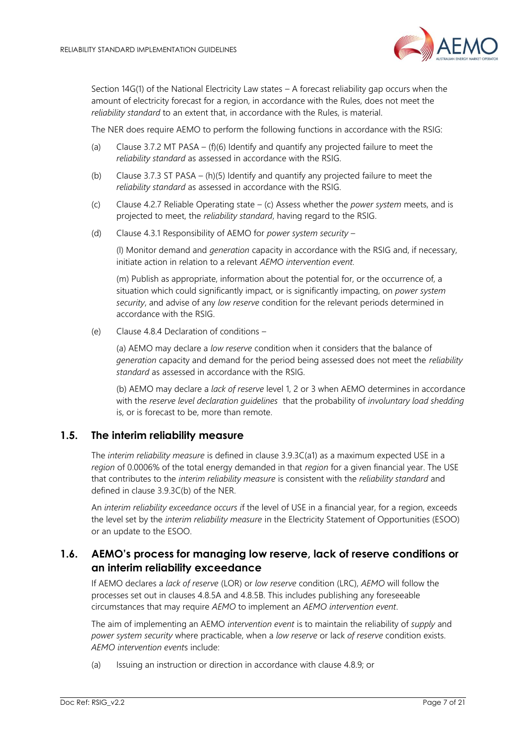Section 14G(1) of the National Electricity Law states – A forecast reliability gap occurs when the amount of electricity forecast for a region, in accordance with the Rules, does not meet the *reliability standard* to an extent that, in accordance with the Rules, is material.

The NER does require AEMO to perform the following functions in accordance with the RSIG:

(a) Clause 3.7.2 MT PASA – (f)(6) Identify and quantify any projected failure to meet the *reliability standard* as assessed in accordance with the RSIG.

(b) Clause 3.7.3 ST PASA – (h)(5) Identify and quantify any projected failure to meet the *reliability standard* as assessed in accordance with the RSIG.

(c) Clause 4.2.7 Reliable Operating state – (c) Assess whether the *power system* meets, and is projected to meet, the *reliability standard*, having regard to the RSIG.

(d) Clause 4.3.1 Responsibility of AEMO for *power system security* –

(l) Monitor demand and *generation* capacity in accordance with the RSIG and, if necessary, initiate action in relation to a relevant *AEMO intervention event*.

(m) Publish as appropriate, information about the potential for, or the occurrence of, a situation which could significantly impact, or is significantly impacting, on *power system security*, and advise of any *low reserve* condition for the relevant periods determined in accordance with the RSIG.

(e) Clause 4.8.4 Declaration of conditions –

(a) AEMO may declare a *low reserve* condition when it considers that the balance of *generation* capacity and demand for the period being assessed does not meet the *reliability standard* as assessed in accordance with the RSIG.

(b) AEMO may declare a *lack of reserve* level 1, 2 or 3 when AEMO determines in accordance with the *reserve level declaration guidelines* that the probability of *involuntary load shedding* is, or is forecast to be, more than remote.

## 1.5. The interim reliability measure

The *interim reliability measure* is defined in clause 3.9.3C(a1) as a maximum expected USE in a *region* of 0.0006% of the total energy demanded in that *region* for a given financial year. The USE that contributes to the *interim reliability measure* is consistent with the *reliability standard* and defined in clause 3.9.3C(b) of the NER.

An *interim reliability exceedance occurs i*f the level of USE in a financial year, for a region, exceeds the level set by the *interim reliability measure* in the Electricity Statement of Opportunities (ESOO) or an update to the ESOO.

## 1.6. AEMO's process for managing low reserve, lack of reserve conditions or an interim reliability exceedance

If AEMO declares a *lack of reserve* (LOR) or *low reserve* condition (LRC), *AEMO* will follow the processes set out in clauses 4.8.5A and 4.8.5B. This includes publishing any foreseeable circumstances that may require *AEMO* to implement an *AEMO intervention event*.

The aim of implementing an AEMO *intervention event* is to maintain the reliability of *supply* and *power system security* where practicable, when a *low reserve* or lack *of reserve* condition exists. *AEMO intervention event*s include:

(a) Issuing an instruction or direction in accordance with clause 4.8.9; or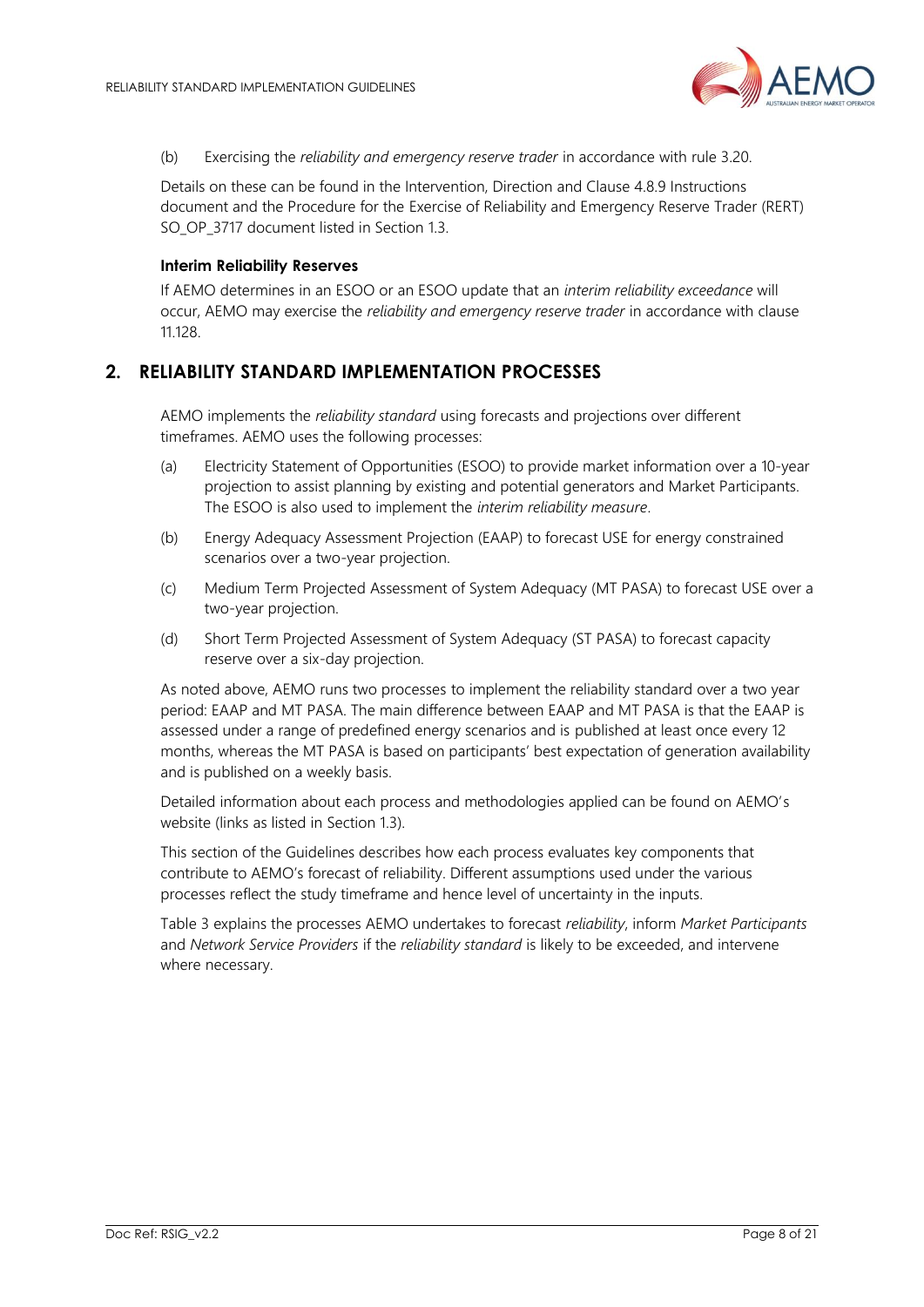(b) Exercising the *reliability and emergency reserve trader* in accordance with rule 3.20.

Details on these can be found in the Intervention, Direction and Clause 4.8.9 Instructions document and the Procedure for the Exercise of Reliability and Emergency Reserve Trader (RERT) SO_OP_3717 document listed in Section 1.3.

**Interim Reliability Reserves**

If AEMO determines in an ESOO or an ESOO update that an *interim reliability exceedance* will occur, AEMO may exercise the *reliability and emergency reserve trader* in accordance with clause 11.128.

## 2. RELIABILITY STANDARD IMPLEMENTATION PROCESSES

AEMO implements the *reliability standard* using forecasts and projections over different timeframes. AEMO uses the following processes:

(a) Electricity Statement of Opportunities (ESOO) to provide market information over a 10-year projection to assist planning by existing and potential generators and Market Participants. The ESOO is also used to implement the *interim reliability measure*.

(b) Energy Adequacy Assessment Projection (EAAP) to forecast USE for energy constrained scenarios over a two-year projection.

(c) Medium Term Projected Assessment of System Adequacy (MT PASA) to forecast USE over a two-year projection.

(d) Short Term Projected Assessment of System Adequacy (ST PASA) to forecast capacity reserve over a six-day projection.

As noted above, AEMO runs two processes to implement the reliability standard over a two year period: EAAP and MT PASA. The main difference between EAAP and MT PASA is that the EAAP is assessed under a range of predefined energy scenarios and is published at least once every 12 months, whereas the MT PASA is based on participants' best expectation of generation availability and is published on a weekly basis.

Detailed information about each process and methodologies applied can be found on AEMO's website (links as listed in Section 1.3).

This section of the Guidelines describes how each process evaluates key components that contribute to AEMO's forecast of reliability. Different assumptions used under the various processes reflect the study timeframe and hence level of uncertainty in the inputs.

Table 3 explains the processes AEMO undertakes to forecast *reliability*, inform *Market Participants* and *Network Service Providers* if the *reliability standard* is likely to be exceeded, and intervene where necessary.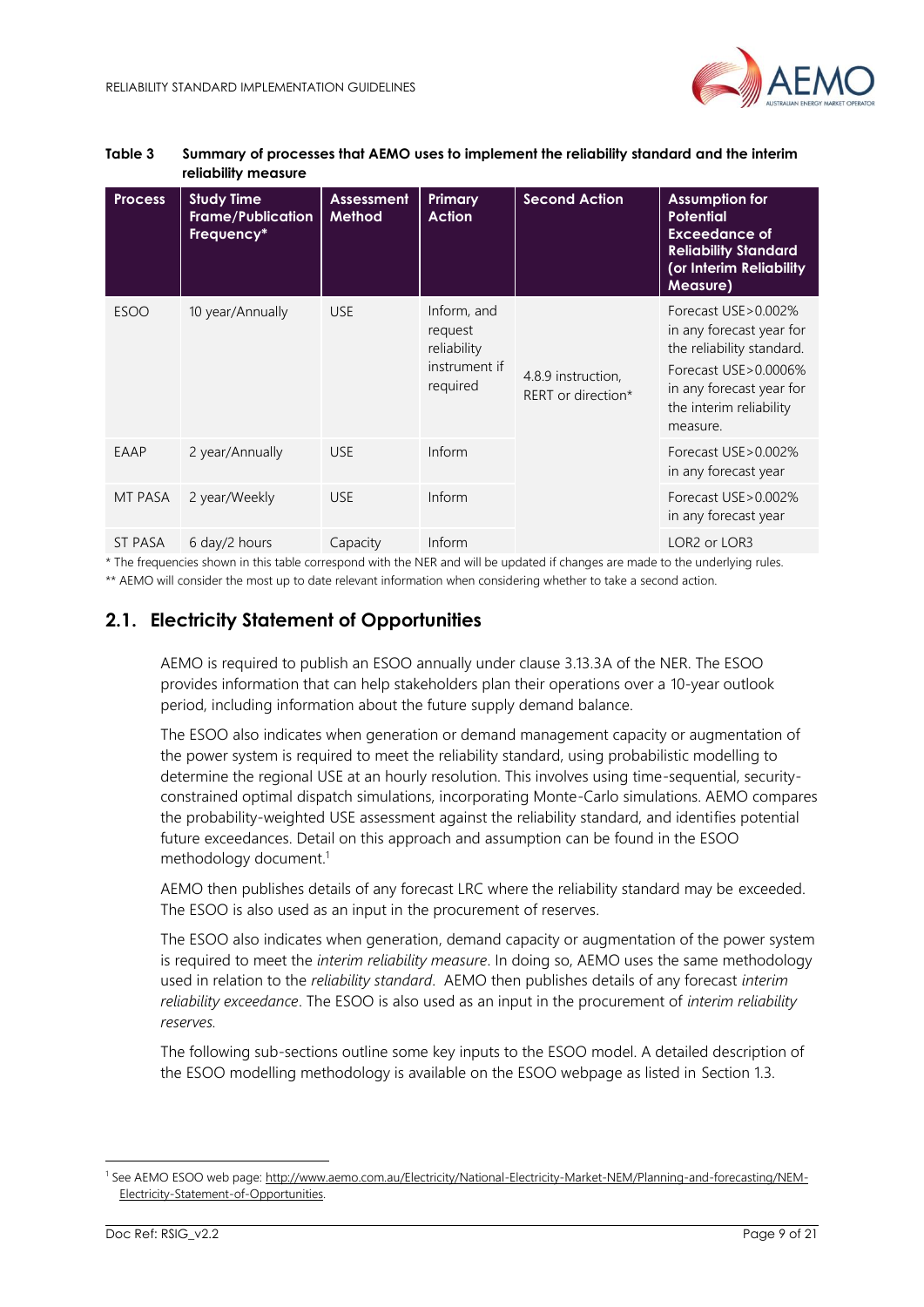**Table 3 Summary of processes that AEMO uses to implement the reliability standard and the interim reliability measure**

| Process | Study Time Frame/Publication Frequency* | Assessment Method | Primary Action | Second Action | Assumption for Potential Exceedance of Reliability Standard (or Interim Reliability Measure) |
|---|---|---|---|---|---|
| ESOO | 10 year/Annually | USE | Inform, and request reliability instrument if required | 4.8.9 instruction, RERT or direction* | Forecast USE>0.002% in any forecast year for the reliability standard. Forecast USE>0.0006% in any forecast year for the interim reliability measure. |
| EAAP | 2 year/Annually | USE | Inform | | Forecast USE>0.002% in any forecast year |
| MT PASA | 2 year/Weekly | USE | Inform | | Forecast USE>0.002% in any forecast year |
| ST PASA | 6 day/2 hours | Capacity | Inform | | LOR2 or LOR3 |

\* The frequencies shown in this table correspond with the NER and will be updated if changes are made to the underlying rules.

\*\* AEMO will consider the most up to date relevant information when considering whether to take a second action.

## 2.1. Electricity Statement of Opportunities

AEMO is required to publish an ESOO annually under clause 3.13.3A of the NER. The ESOO provides information that can help stakeholders plan their operations over a 10-year outlook period, including information about the future supply demand balance.

The ESOO also indicates when generation or demand management capacity or augmentation of the power system is required to meet the reliability standard, using probabilistic modelling to determine the regional USE at an hourly resolution. This involves using time-sequential, security-constrained optimal dispatch simulations, incorporating Monte-Carlo simulations. AEMO compares the probability-weighted USE assessment against the reliability standard, and identifies potential future exceedances. Detail on this approach and assumption can be found in the ESOO methodology document.[1]

AEMO then publishes details of any forecast LRC where the reliability standard may be exceeded. The ESOO is also used as an input in the procurement of reserves.

The ESOO also indicates when generation, demand capacity or augmentation of the power system is required to meet the *interim reliability measure*. In doing so, AEMO uses the same methodology used in relation to the *reliability standard*. AEMO then publishes details of any forecast *interim reliability exceedance*. The ESOO is also used as an input in the procurement of *interim reliability reserves.*

The following sub-sections outline some key inputs to the ESOO model. A detailed description of the ESOO modelling methodology is available on the ESOO webpage as listed in Section 1.3.

[1] See AEMO ESOO web page: http://www.aemo.com.au/Electricity/National-Electricity-Market-NEM/Planning-and-forecasting/NEM-Electricity-Statement-of-Opportunities.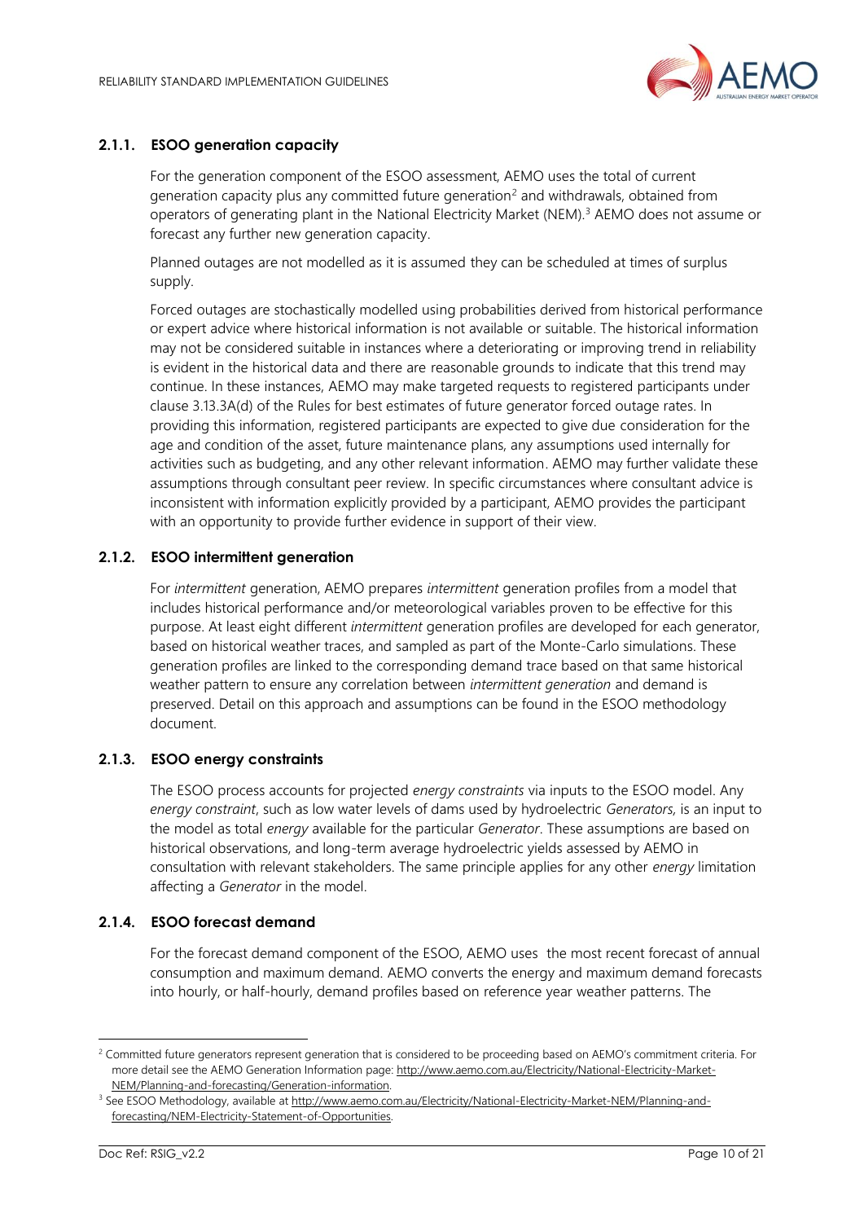### 2.1.1. ESOO generation capacity

For the generation component of the ESOO assessment, AEMO uses the total of current generation capacity plus any committed future generation[2] and withdrawals, obtained from operators of generating plant in the National Electricity Market (NEM).[3] AEMO does not assume or forecast any further new generation capacity.

Planned outages are not modelled as it is assumed they can be scheduled at times of surplus supply.

Forced outages are stochastically modelled using probabilities derived from historical performance or expert advice where historical information is not available or suitable. The historical information may not be considered suitable in instances where a deteriorating or improving trend in reliability is evident in the historical data and there are reasonable grounds to indicate that this trend may continue. In these instances, AEMO may make targeted requests to registered participants under clause 3.13.3A(d) of the Rules for best estimates of future generator forced outage rates. In providing this information, registered participants are expected to give due consideration for the age and condition of the asset, future maintenance plans, any assumptions used internally for activities such as budgeting, and any other relevant information. AEMO may further validate these assumptions through consultant peer review. In specific circumstances where consultant advice is inconsistent with information explicitly provided by a participant, AEMO provides the participant with an opportunity to provide further evidence in support of their view.

### 2.1.2. ESOO intermittent generation

For *intermittent* generation, AEMO prepares *intermittent* generation profiles from a model that includes historical performance and/or meteorological variables proven to be effective for this purpose. At least eight different *intermittent* generation profiles are developed for each generator, based on historical weather traces, and sampled as part of the Monte-Carlo simulations. These generation profiles are linked to the corresponding demand trace based on that same historical weather pattern to ensure any correlation between *intermittent generation* and demand is preserved. Detail on this approach and assumptions can be found in the ESOO methodology document.

### 2.1.3. ESOO energy constraints

The ESOO process accounts for projected *energy constraints* via inputs to the ESOO model. Any *energy constraint*, such as low water levels of dams used by hydroelectric *Generators,* is an input to the model as total *energy* available for the particular *Generator*. These assumptions are based on historical observations, and long-term average hydroelectric yields assessed by AEMO in consultation with relevant stakeholders. The same principle applies for any other *energy* limitation affecting a *Generator* in the model.

### 2.1.4. ESOO forecast demand

For the forecast demand component of the ESOO, AEMO uses the most recent forecast of annual consumption and maximum demand. AEMO converts the energy and maximum demand forecasts into hourly, or half-hourly, demand profiles based on reference year weather patterns. The

---

[2] Committed future generators represent generation that is considered to be proceeding based on AEMO's commitment criteria. For more detail see the AEMO Generation Information page: http://www.aemo.com.au/Electricity/National-Electricity-Market-NEM/Planning-and-forecasting/Generation-information.

[3] See ESOO Methodology, available at http://www.aemo.com.au/Electricity/National-Electricity-Market-NEM/Planning-and-forecasting/NEM-Electricity-Statement-of-Opportunities.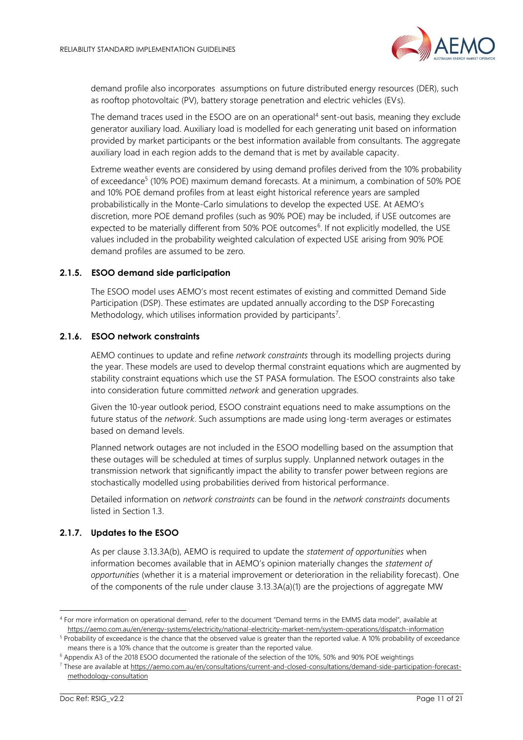demand profile also incorporates assumptions on future distributed energy resources (DER), such as rooftop photovoltaic (PV), battery storage penetration and electric vehicles (EVs).

The demand traces used in the ESOO are on an operational[4] sent-out basis, meaning they exclude generator auxiliary load. Auxiliary load is modelled for each generating unit based on information provided by market participants or the best information available from consultants. The aggregate auxiliary load in each region adds to the demand that is met by available capacity.

Extreme weather events are considered by using demand profiles derived from the 10% probability of exceedance[5] (10% POE) maximum demand forecasts. At a minimum, a combination of 50% POE and 10% POE demand profiles from at least eight historical reference years are sampled probabilistically in the Monte-Carlo simulations to develop the expected USE. At AEMO's discretion, more POE demand profiles (such as 90% POE) may be included, if USE outcomes are expected to be materially different from 50% POE outcomes[6]. If not explicitly modelled, the USE values included in the probability weighted calculation of expected USE arising from 90% POE demand profiles are assumed to be zero.

### 2.1.5. ESOO demand side participation

The ESOO model uses AEMO's most recent estimates of existing and committed Demand Side Participation (DSP). These estimates are updated annually according to the DSP Forecasting Methodology, which utilises information provided by participants[7].

### 2.1.6. ESOO network constraints

AEMO continues to update and refine *network constraints* through its modelling projects during the year. These models are used to develop thermal constraint equations which are augmented by stability constraint equations which use the ST PASA formulation. The ESOO constraints also take into consideration future committed *network* and generation upgrades.

Given the 10-year outlook period, ESOO constraint equations need to make assumptions on the future status of the *network*. Such assumptions are made using long-term averages or estimates based on demand levels.

Planned network outages are not included in the ESOO modelling based on the assumption that these outages will be scheduled at times of surplus supply. Unplanned network outages in the transmission network that significantly impact the ability to transfer power between regions are stochastically modelled using probabilities derived from historical performance.

Detailed information on *network constraints* can be found in the *network constraints* documents listed in Section 1.3.

### 2.1.7. Updates to the ESOO

As per clause 3.13.3A(b), AEMO is required to update the *statement of opportunities* when information becomes available that in AEMO's opinion materially changes the *statement of opportunities* (whether it is a material improvement or deterioration in the reliability forecast). One of the components of the rule under clause 3.13.3A(a)(1) are the projections of aggregate MW

---

[4] For more information on operational demand, refer to the document "Demand terms in the EMMS data model", available at https://aemo.com.au/en/energy-systems/electricity/national-electricity-market-nem/system-operations/dispatch-information

[5] Probability of exceedance is the chance that the observed value is greater than the reported value. A 10% probability of exceedance means there is a 10% chance that the outcome is greater than the reported value.

[6] Appendix A3 of the 2018 ESOO documented the rationale of the selection of the 10%, 50% and 90% POE weightings

[7] These are available at https://aemo.com.au/en/consultations/current-and-closed-consultations/demand-side-participation-forecast-methodology-consultation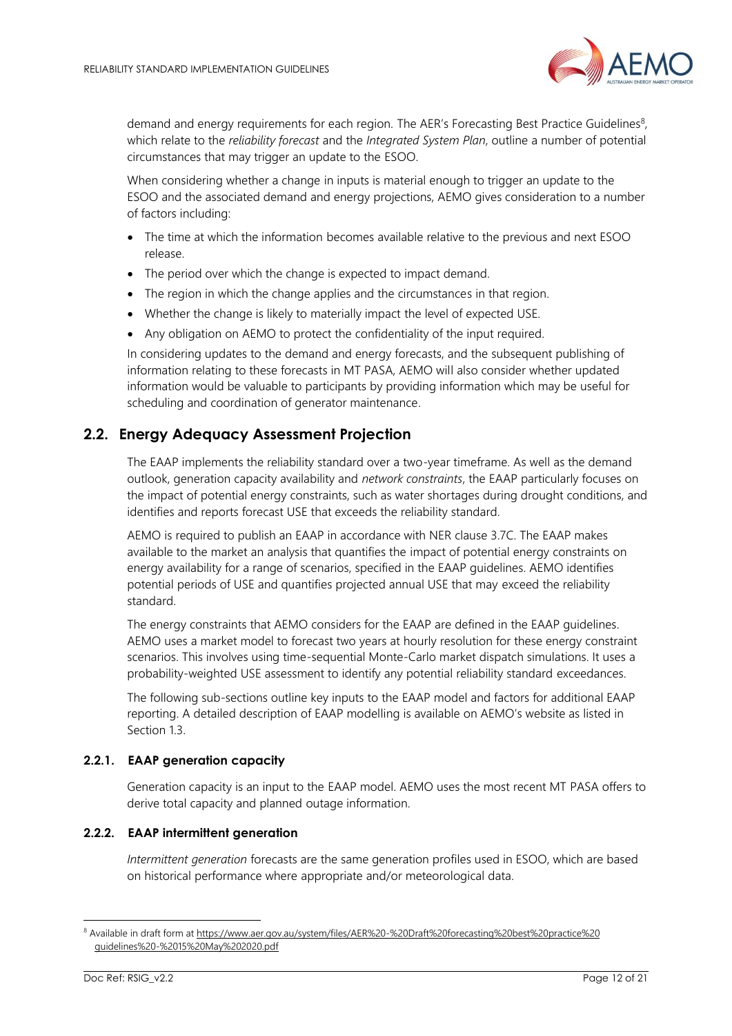demand and energy requirements for each region. The AER's Forecasting Best Practice Guidelines[8], which relate to the *reliability forecast* and the *Integrated System Plan*, outline a number of potential circumstances that may trigger an update to the ESOO.

When considering whether a change in inputs is material enough to trigger an update to the ESOO and the associated demand and energy projections, AEMO gives consideration to a number of factors including:

- The time at which the information becomes available relative to the previous and next ESOO release.
- The period over which the change is expected to impact demand.
- The region in which the change applies and the circumstances in that region.
- Whether the change is likely to materially impact the level of expected USE.
- Any obligation on AEMO to protect the confidentiality of the input required.

In considering updates to the demand and energy forecasts, and the subsequent publishing of information relating to these forecasts in MT PASA, AEMO will also consider whether updated information would be valuable to participants by providing information which may be useful for scheduling and coordination of generator maintenance.

## 2.2. Energy Adequacy Assessment Projection

The EAAP implements the reliability standard over a two-year timeframe. As well as the demand outlook, generation capacity availability and *network constraints*, the EAAP particularly focuses on the impact of potential energy constraints, such as water shortages during drought conditions, and identifies and reports forecast USE that exceeds the reliability standard.

AEMO is required to publish an EAAP in accordance with NER clause 3.7C. The EAAP makes available to the market an analysis that quantifies the impact of potential energy constraints on energy availability for a range of scenarios, specified in the EAAP guidelines. AEMO identifies potential periods of USE and quantifies projected annual USE that may exceed the reliability standard.

The energy constraints that AEMO considers for the EAAP are defined in the EAAP guidelines. AEMO uses a market model to forecast two years at hourly resolution for these energy constraint scenarios. This involves using time-sequential Monte-Carlo market dispatch simulations. It uses a probability-weighted USE assessment to identify any potential reliability standard exceedances.

The following sub-sections outline key inputs to the EAAP model and factors for additional EAAP reporting. A detailed description of EAAP modelling is available on AEMO's website as listed in Section 1.3.

### 2.2.1. EAAP generation capacity

Generation capacity is an input to the EAAP model. AEMO uses the most recent MT PASA offers to derive total capacity and planned outage information.

### 2.2.2. EAAP intermittent generation

*Intermittent generation* forecasts are the same generation profiles used in ESOO, which are based on historical performance where appropriate and/or meteorological data.

---

[8] Available in draft form at https://www.aer.gov.au/system/files/AER%20-%20Draft%20forecasting%20best%20practice%20guidelines%20-%2015%20May%202020.pdf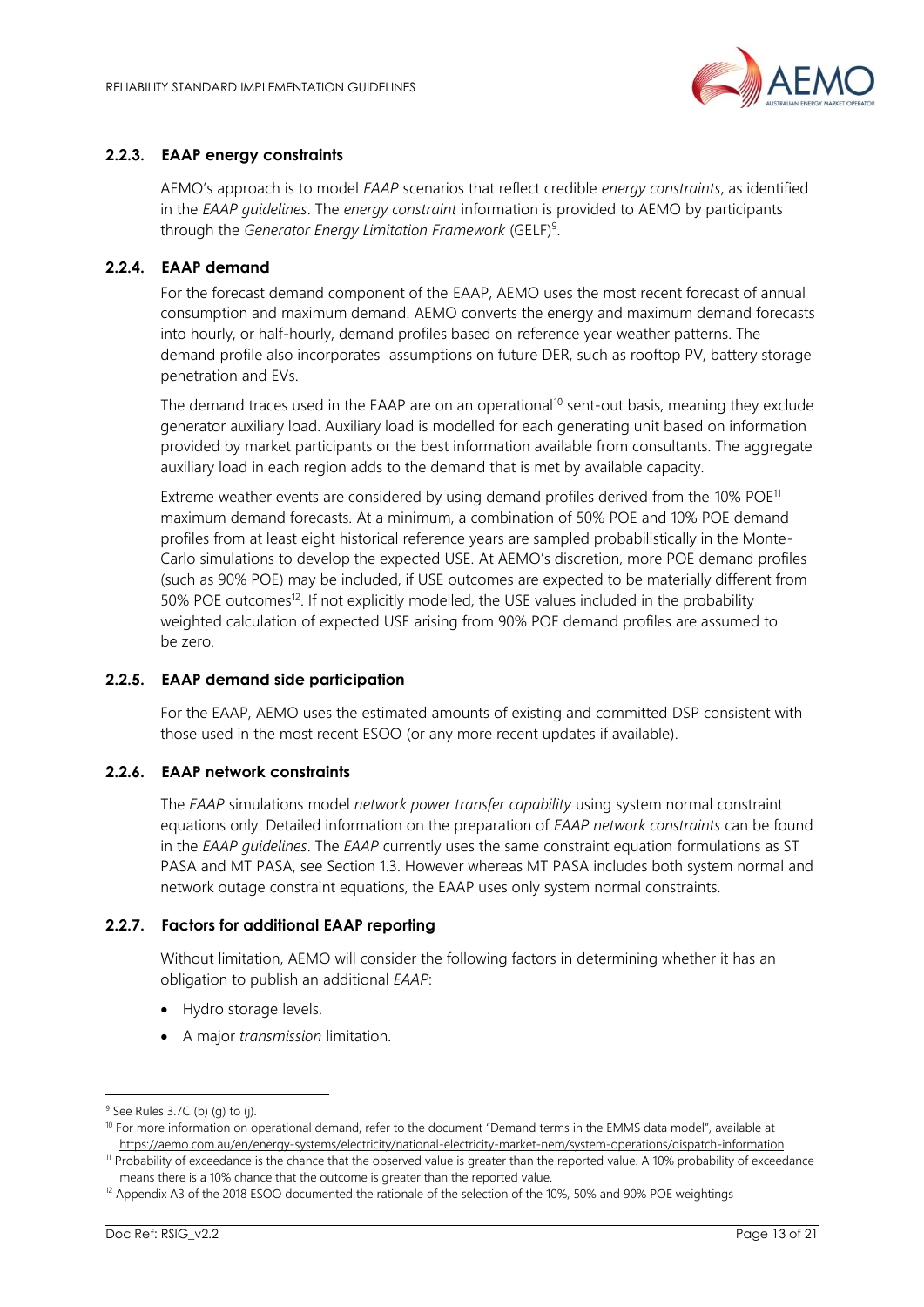### 2.2.3. EAAP energy constraints

AEMO's approach is to model *EAAP* scenarios that reflect credible *energy constraints*, as identified in the *EAAP guidelines*. The *energy constraint* information is provided to AEMO by participants through the *Generator Energy Limitation Framework* (GELF)[9].

### 2.2.4. EAAP demand

For the forecast demand component of the EAAP, AEMO uses the most recent forecast of annual consumption and maximum demand. AEMO converts the energy and maximum demand forecasts into hourly, or half-hourly, demand profiles based on reference year weather patterns. The demand profile also incorporates assumptions on future DER, such as rooftop PV, battery storage penetration and EVs.

The demand traces used in the EAAP are on an operational[10] sent-out basis, meaning they exclude generator auxiliary load. Auxiliary load is modelled for each generating unit based on information provided by market participants or the best information available from consultants. The aggregate auxiliary load in each region adds to the demand that is met by available capacity.

Extreme weather events are considered by using demand profiles derived from the 10% POE[11] maximum demand forecasts. At a minimum, a combination of 50% POE and 10% POE demand profiles from at least eight historical reference years are sampled probabilistically in the Monte-Carlo simulations to develop the expected USE. At AEMO's discretion, more POE demand profiles (such as 90% POE) may be included, if USE outcomes are expected to be materially different from 50% POE outcomes[12]. If not explicitly modelled, the USE values included in the probability weighted calculation of expected USE arising from 90% POE demand profiles are assumed to be zero.

### 2.2.5. EAAP demand side participation

For the EAAP, AEMO uses the estimated amounts of existing and committed DSP consistent with those used in the most recent ESOO (or any more recent updates if available).

### 2.2.6. EAAP network constraints

The *EAAP* simulations model *network power transfer capability* using system normal constraint equations only. Detailed information on the preparation of *EAAP network constraints* can be found in the *EAAP guidelines*. The *EAAP* currently uses the same constraint equation formulations as ST PASA and MT PASA, see Section 1.3. However whereas MT PASA includes both system normal and network outage constraint equations, the EAAP uses only system normal constraints.

### 2.2.7. Factors for additional EAAP reporting

Without limitation, AEMO will consider the following factors in determining whether it has an obligation to publish an additional *EAAP*:

- Hydro storage levels.
- A major *transmission* limitation.

---

[9] See Rules 3.7C (b) (g) to (j).

[10] For more information on operational demand, refer to the document "Demand terms in the EMMS data model", available at https://aemo.com.au/en/energy-systems/electricity/national-electricity-market-nem/system-operations/dispatch-information

[11] Probability of exceedance is the chance that the observed value is greater than the reported value. A 10% probability of exceedance means there is a 10% chance that the outcome is greater than the reported value.

[12] Appendix A3 of the 2018 ESOO documented the rationale of the selection of the 10%, 50% and 90% POE weightings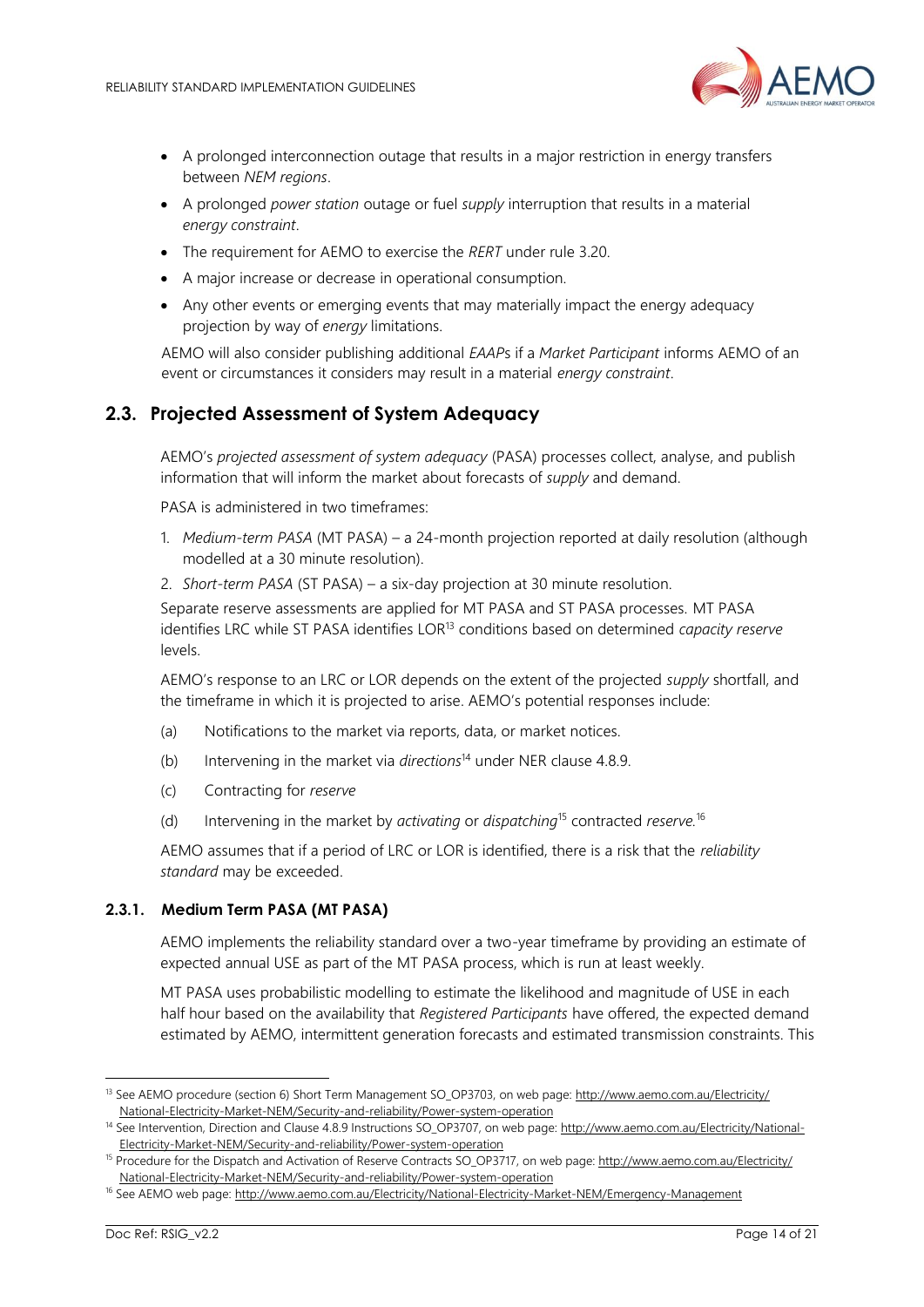- A prolonged interconnection outage that results in a major restriction in energy transfers between *NEM regions*.
- A prolonged *power station* outage or fuel *supply* interruption that results in a material *energy constraint*.
- The requirement for AEMO to exercise the *RERT* under rule 3.20.
- A major increase or decrease in operational consumption.
- Any other events or emerging events that may materially impact the energy adequacy projection by way of *energy* limitations.

AEMO will also consider publishing additional *EAAP*s if a *Market Participant* informs AEMO of an event or circumstances it considers may result in a material *energy constraint*.

## 2.3. Projected Assessment of System Adequacy

AEMO's *projected assessment of system adequacy* (PASA) processes collect, analyse, and publish information that will inform the market about forecasts of *supply* and demand.

PASA is administered in two timeframes:

1. *Medium-term PASA* (MT PASA) – a 24-month projection reported at daily resolution (although modelled at a 30 minute resolution).
2. *Short-term PASA* (ST PASA) – a six-day projection at 30 minute resolution.

Separate reserve assessments are applied for MT PASA and ST PASA processes. MT PASA identifies LRC while ST PASA identifies LOR[13] conditions based on determined *capacity reserve* levels.

AEMO's response to an LRC or LOR depends on the extent of the projected *supply* shortfall, and the timeframe in which it is projected to arise. AEMO's potential responses include:

(a) Notifications to the market via reports, data, or market notices.

(b) Intervening in the market via *directions*[14] under NER clause 4.8.9.

(c) Contracting for *reserve*

(d) Intervening in the market by *activating* or *dispatching*[15] contracted *reserve.*[16]

AEMO assumes that if a period of LRC or LOR is identified, there is a risk that the *reliability standard* may be exceeded.

### 2.3.1. Medium Term PASA (MT PASA)

AEMO implements the reliability standard over a two-year timeframe by providing an estimate of expected annual USE as part of the MT PASA process, which is run at least weekly.

MT PASA uses probabilistic modelling to estimate the likelihood and magnitude of USE in each half hour based on the availability that *Registered Participants* have offered, the expected demand estimated by AEMO, intermittent generation forecasts and estimated transmission constraints. This

---

[13] See AEMO procedure (section 6) Short Term Management SO_OP3703, on web page: http://www.aemo.com.au/Electricity/National-Electricity-Market-NEM/Security-and-reliability/Power-system-operation

[14] See Intervention, Direction and Clause 4.8.9 Instructions SO_OP3707, on web page: http://www.aemo.com.au/Electricity/National-Electricity-Market-NEM/Security-and-reliability/Power-system-operation

[15] Procedure for the Dispatch and Activation of Reserve Contracts SO_OP3717, on web page: http://www.aemo.com.au/Electricity/National-Electricity-Market-NEM/Security-and-reliability/Power-system-operation

[16] See AEMO web page: http://www.aemo.com.au/Electricity/National-Electricity-Market-NEM/Emergency-Management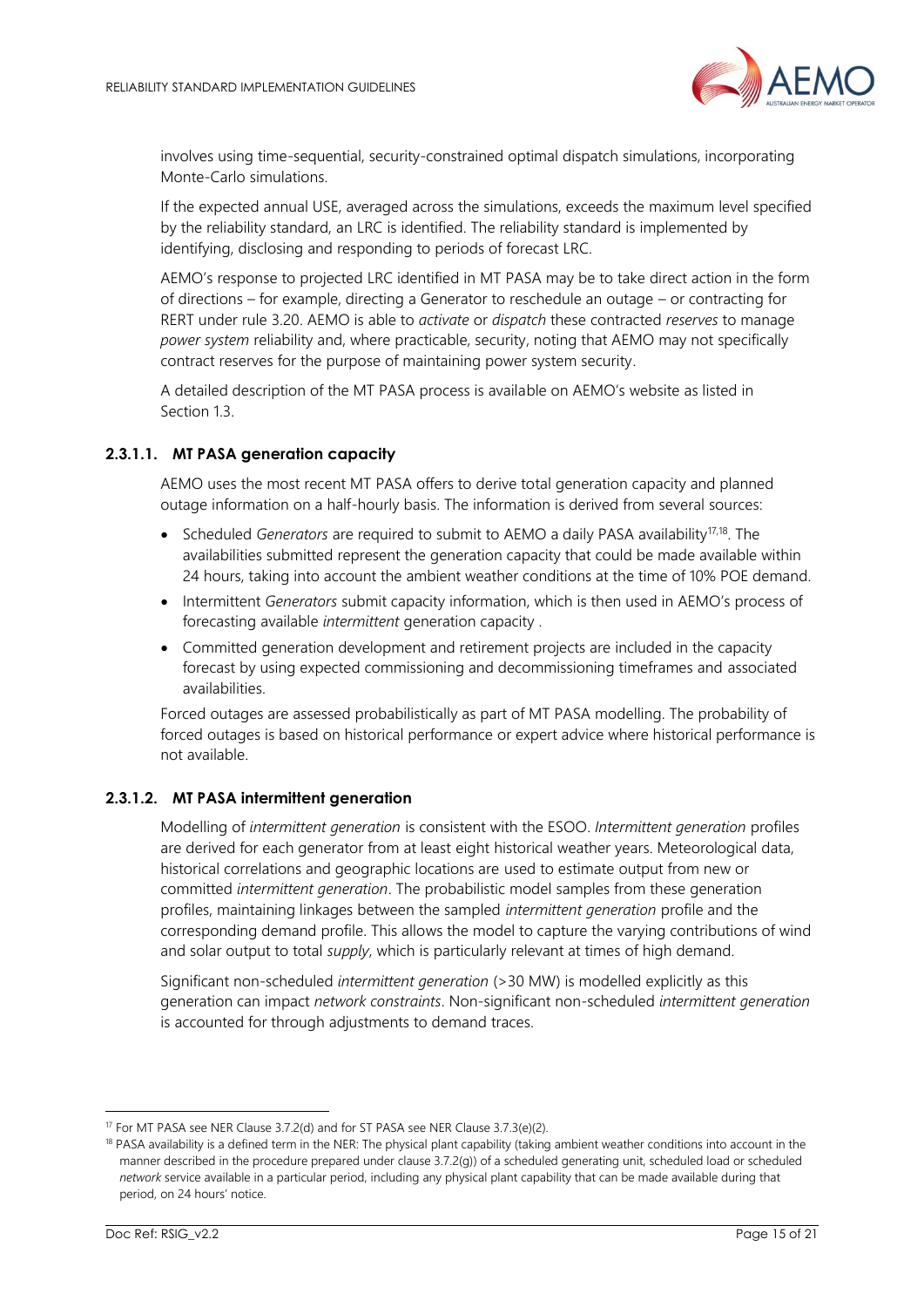involves using time-sequential, security-constrained optimal dispatch simulations, incorporating Monte-Carlo simulations.

If the expected annual USE, averaged across the simulations, exceeds the maximum level specified by the reliability standard, an LRC is identified. The reliability standard is implemented by identifying, disclosing and responding to periods of forecast LRC.

AEMO's response to projected LRC identified in MT PASA may be to take direct action in the form of directions – for example, directing a Generator to reschedule an outage – or contracting for RERT under rule 3.20. AEMO is able to *activate* or *dispatch* these contracted *reserves* to manage *power system* reliability and, where practicable, security, noting that AEMO may not specifically contract reserves for the purpose of maintaining power system security.

A detailed description of the MT PASA process is available on AEMO's website as listed in Section 1.3.

#### 2.3.1.1. MT PASA generation capacity

AEMO uses the most recent MT PASA offers to derive total generation capacity and planned outage information on a half-hourly basis. The information is derived from several sources:

- Scheduled *Generators* are required to submit to AEMO a daily PASA availability[17,18]. The availabilities submitted represent the generation capacity that could be made available within 24 hours, taking into account the ambient weather conditions at the time of 10% POE demand.
- Intermittent *Generators* submit capacity information, which is then used in AEMO's process of forecasting available *intermittent* generation capacity .
- Committed generation development and retirement projects are included in the capacity forecast by using expected commissioning and decommissioning timeframes and associated availabilities.

Forced outages are assessed probabilistically as part of MT PASA modelling. The probability of forced outages is based on historical performance or expert advice where historical performance is not available.

#### 2.3.1.2. MT PASA intermittent generation

Modelling of *intermittent generation* is consistent with the ESOO. *Intermittent generation* profiles are derived for each generator from at least eight historical weather years. Meteorological data, historical correlations and geographic locations are used to estimate output from new or committed *intermittent generation*. The probabilistic model samples from these generation profiles, maintaining linkages between the sampled *intermittent generation* profile and the corresponding demand profile. This allows the model to capture the varying contributions of wind and solar output to total *supply*, which is particularly relevant at times of high demand.

Significant non-scheduled *intermittent generation* (>30 MW) is modelled explicitly as this generation can impact *network constraints*. Non-significant non-scheduled *intermittent generation* is accounted for through adjustments to demand traces.

---

[17] For MT PASA see NER Clause 3.7.2(d) and for ST PASA see NER Clause 3.7.3(e)(2).

[18] PASA availability is a defined term in the NER: The physical plant capability (taking ambient weather conditions into account in the manner described in the procedure prepared under clause 3.7.2(g)) of a scheduled generating unit, scheduled load or scheduled *network* service available in a particular period, including any physical plant capability that can be made available during that period, on 24 hours' notice.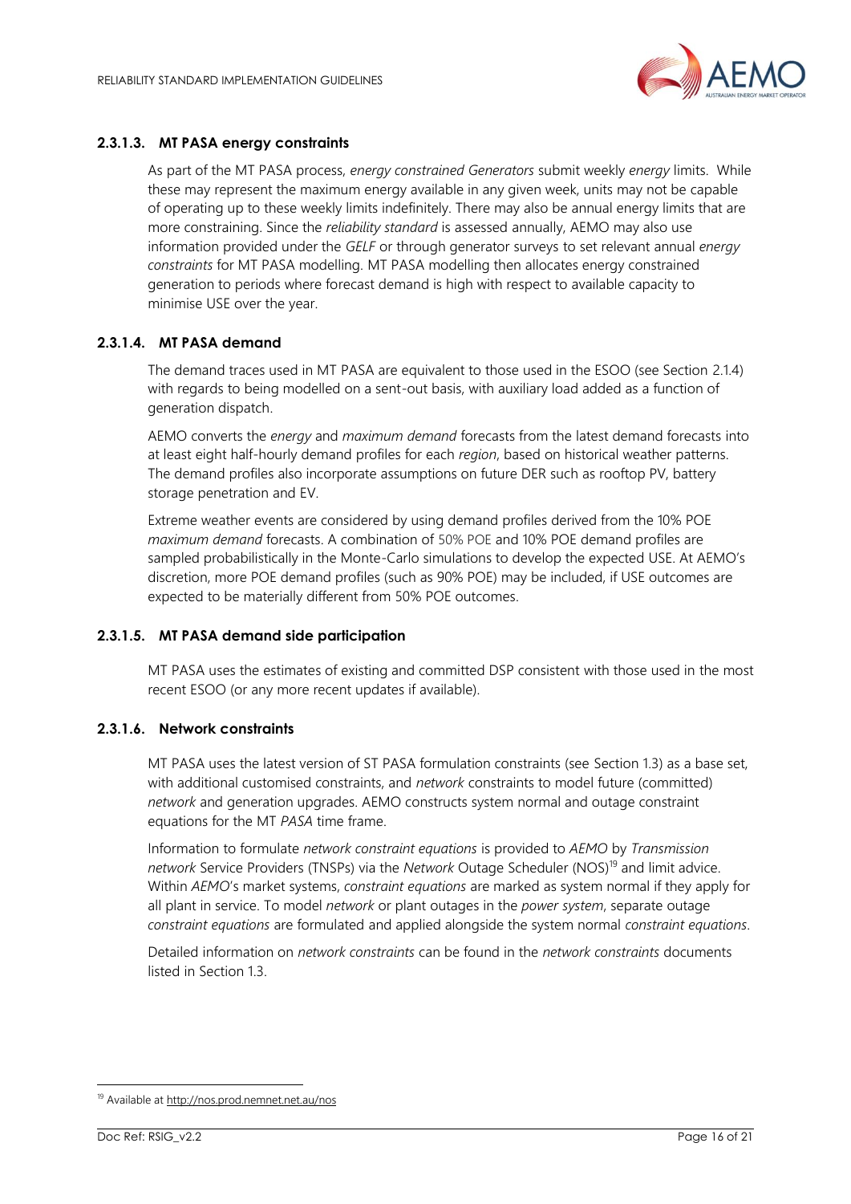#### 2.3.1.3. MT PASA energy constraints

As part of the MT PASA process, *energy constrained Generators* submit weekly *energy* limits. While these may represent the maximum energy available in any given week, units may not be capable of operating up to these weekly limits indefinitely. There may also be annual energy limits that are more constraining. Since the *reliability standard* is assessed annually, AEMO may also use information provided under the *GELF* or through generator surveys to set relevant annual *energy constraints* for MT PASA modelling. MT PASA modelling then allocates energy constrained generation to periods where forecast demand is high with respect to available capacity to minimise USE over the year.

#### 2.3.1.4. MT PASA demand

The demand traces used in MT PASA are equivalent to those used in the ESOO (see Section 2.1.4) with regards to being modelled on a sent-out basis, with auxiliary load added as a function of generation dispatch.

AEMO converts the *energy* and *maximum demand* forecasts from the latest demand forecasts into at least eight half-hourly demand profiles for each *region*, based on historical weather patterns. The demand profiles also incorporate assumptions on future DER such as rooftop PV, battery storage penetration and EV.

Extreme weather events are considered by using demand profiles derived from the 10% POE *maximum demand* forecasts. A combination of 50% POE and 10% POE demand profiles are sampled probabilistically in the Monte-Carlo simulations to develop the expected USE. At AEMO's discretion, more POE demand profiles (such as 90% POE) may be included, if USE outcomes are expected to be materially different from 50% POE outcomes.

#### 2.3.1.5. MT PASA demand side participation

MT PASA uses the estimates of existing and committed DSP consistent with those used in the most recent ESOO (or any more recent updates if available).

#### 2.3.1.6. Network constraints

MT PASA uses the latest version of ST PASA formulation constraints (see Section 1.3) as a base set, with additional customised constraints, and *network* constraints to model future (committed) *network* and generation upgrades. AEMO constructs system normal and outage constraint equations for the MT *PASA* time frame.

Information to formulate *network constraint equations* is provided to *AEMO* by *Transmission network* Service Providers (TNSPs) via the *Network* Outage Scheduler (NOS)[19] and limit advice. Within *AEMO*'s market systems, *constraint equations* are marked as system normal if they apply for all plant in service. To model *network* or plant outages in the *power system*, separate outage *constraint equations* are formulated and applied alongside the system normal *constraint equations*.

Detailed information on *network constraints* can be found in the *network constraints* documents listed in Section 1.3.

---

[19] Available at http://nos.prod.nemnet.net.au/nos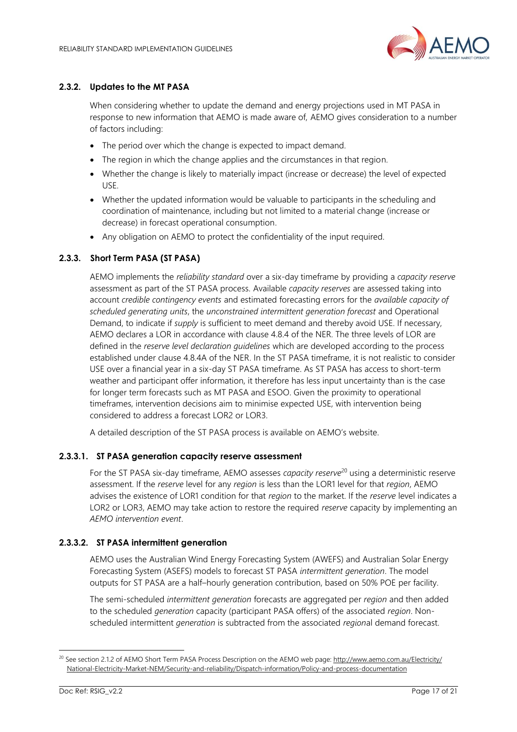### 2.3.2. Updates to the MT PASA

When considering whether to update the demand and energy projections used in MT PASA in response to new information that AEMO is made aware of, AEMO gives consideration to a number of factors including:

- The period over which the change is expected to impact demand.
- The region in which the change applies and the circumstances in that region.
- Whether the change is likely to materially impact (increase or decrease) the level of expected USE.
- Whether the updated information would be valuable to participants in the scheduling and coordination of maintenance, including but not limited to a material change (increase or decrease) in forecast operational consumption.
- Any obligation on AEMO to protect the confidentiality of the input required.

### 2.3.3. Short Term PASA (ST PASA)

AEMO implements the *reliability standard* over a six-day timeframe by providing a *capacity reserve* assessment as part of the ST PASA process. Available *capacity reserves* are assessed taking into account *credible contingency events* and estimated forecasting errors for the *available capacity of scheduled generating units*, the *unconstrained intermittent generation forecast* and Operational Demand, to indicate if *supply* is sufficient to meet demand and thereby avoid USE. If necessary, AEMO declares a LOR in accordance with clause 4.8.4 of the NER. The three levels of LOR are defined in the *reserve level declaration guidelines* which are developed according to the process established under clause 4.8.4A of the NER. In the ST PASA timeframe, it is not realistic to consider USE over a financial year in a six-day ST PASA timeframe. As ST PASA has access to short-term weather and participant offer information, it therefore has less input uncertainty than is the case for longer term forecasts such as MT PASA and ESOO. Given the proximity to operational timeframes, intervention decisions aim to minimise expected USE, with intervention being considered to address a forecast LOR2 or LOR3.

A detailed description of the ST PASA process is available on AEMO's website.

#### 2.3.3.1. ST PASA generation capacity reserve assessment

For the ST PASA six-day timeframe, AEMO assesses *capacity reserve*[20] using a deterministic reserve assessment. If the *reserve* level for any *region* is less than the LOR1 level for that *region*, AEMO advises the existence of LOR1 condition for that *region* to the market. If the *reserve* level indicates a LOR2 or LOR3, AEMO may take action to restore the required *reserve* capacity by implementing an *AEMO intervention event*.

#### 2.3.3.2. ST PASA intermittent generation

AEMO uses the Australian Wind Energy Forecasting System (AWEFS) and Australian Solar Energy Forecasting System (ASEFS) models to forecast ST PASA *intermittent generation*. The model outputs for ST PASA are a half–hourly generation contribution, based on 50% POE per facility.

The semi-scheduled *intermittent generation* forecasts are aggregated per *region* and then added to the scheduled *generation* capacity (participant PASA offers) of the associated *region*. Non-scheduled intermittent *generation* is subtracted from the associated *region*al demand forecast.

[20] See section 2.1.2 of AEMO Short Term PASA Process Description on the AEMO web page: http://www.aemo.com.au/Electricity/National-Electricity-Market-NEM/Security-and-reliability/Dispatch-information/Policy-and-process-documentation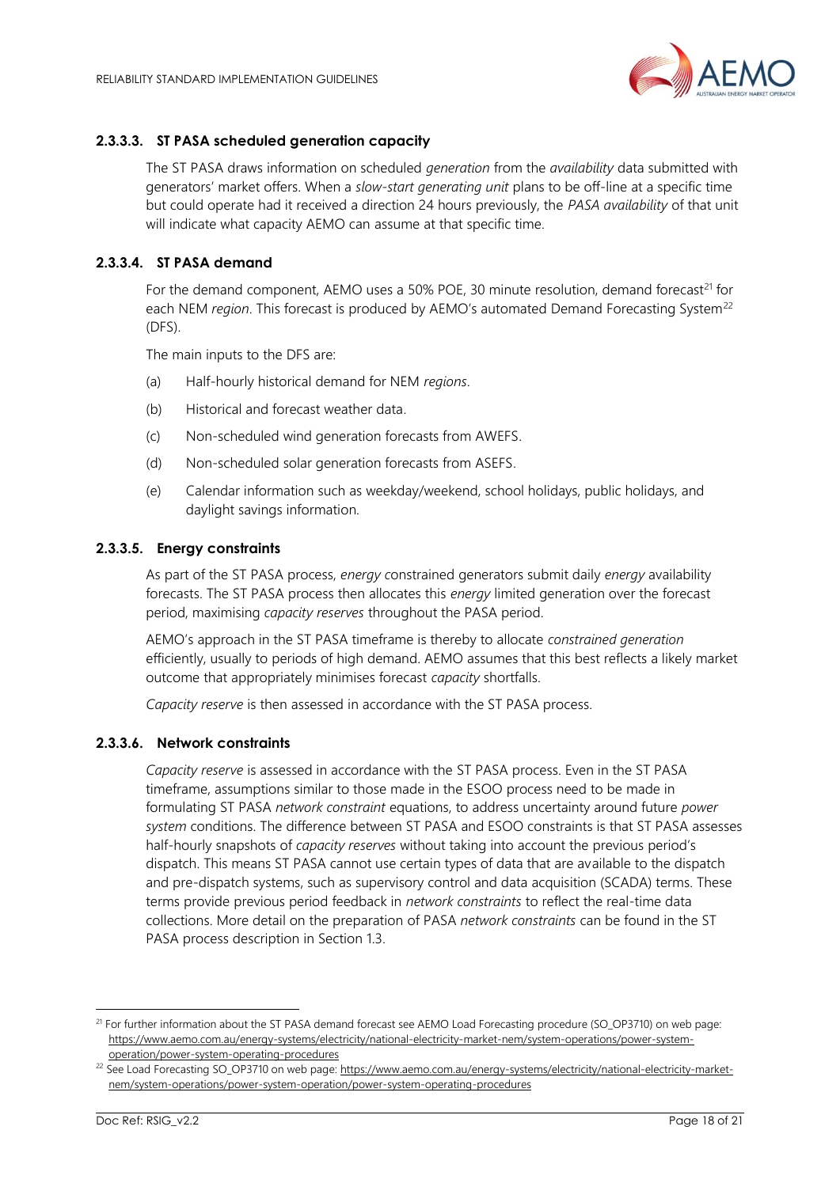#### 2.3.3.3. ST PASA scheduled generation capacity

The ST PASA draws information on scheduled *generation* from the *availability* data submitted with generators' market offers. When a *slow-start generating unit* plans to be off-line at a specific time but could operate had it received a direction 24 hours previously, the *PASA availability* of that unit will indicate what capacity AEMO can assume at that specific time.

#### 2.3.3.4. ST PASA demand

For the demand component, AEMO uses a 50% POE, 30 minute resolution, demand forecast[21] for each NEM *region*. This forecast is produced by AEMO's automated Demand Forecasting System[22] (DFS).

The main inputs to the DFS are:

(a) Half-hourly historical demand for NEM *regions*.

(b) Historical and forecast weather data.

(c) Non-scheduled wind generation forecasts from AWEFS.

(d) Non-scheduled solar generation forecasts from ASEFS.

(e) Calendar information such as weekday/weekend, school holidays, public holidays, and daylight savings information.

#### 2.3.3.5. Energy constraints

As part of the ST PASA process, *energy* constrained generators submit daily *energy* availability forecasts. The ST PASA process then allocates this *energy* limited generation over the forecast period, maximising *capacity reserves* throughout the PASA period.

AEMO's approach in the ST PASA timeframe is thereby to allocate *constrained generation* efficiently, usually to periods of high demand. AEMO assumes that this best reflects a likely market outcome that appropriately minimises forecast *capacity* shortfalls.

*Capacity reserve* is then assessed in accordance with the ST PASA process.

#### 2.3.3.6. Network constraints

*Capacity reserve* is assessed in accordance with the ST PASA process. Even in the ST PASA timeframe, assumptions similar to those made in the ESOO process need to be made in formulating ST PASA *network constraint* equations, to address uncertainty around future *power system* conditions. The difference between ST PASA and ESOO constraints is that ST PASA assesses half-hourly snapshots of *capacity reserves* without taking into account the previous period's dispatch. This means ST PASA cannot use certain types of data that are available to the dispatch and pre-dispatch systems, such as supervisory control and data acquisition (SCADA) terms. These terms provide previous period feedback in *network constraints* to reflect the real-time data collections. More detail on the preparation of PASA *network constraints* can be found in the ST PASA process description in Section 1.3.

---

[21] For further information about the ST PASA demand forecast see AEMO Load Forecasting procedure (SO_OP3710) on web page: https://www.aemo.com.au/energy-systems/electricity/national-electricity-market-nem/system-operations/power-system-operation/power-system-operating-procedures

[22] See Load Forecasting SO_OP3710 on web page: https://www.aemo.com.au/energy-systems/electricity/national-electricity-market-nem/system-operations/power-system-operation/power-system-operating-procedures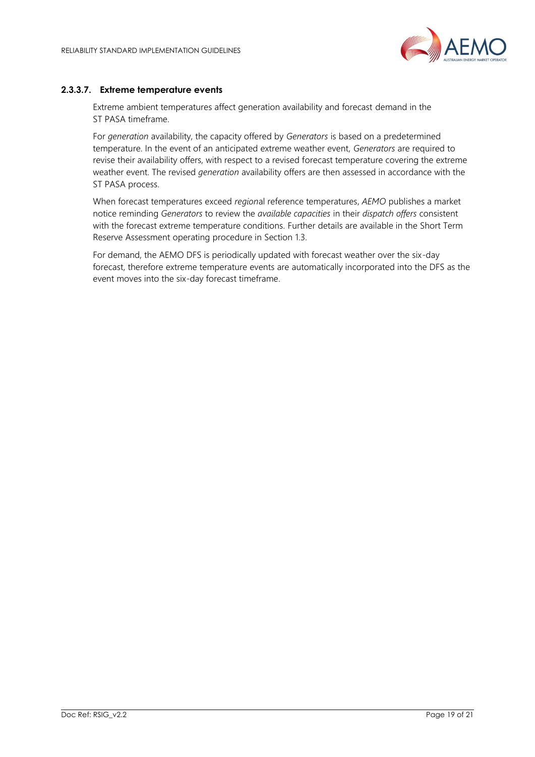#### 2.3.3.7. Extreme temperature events

Extreme ambient temperatures affect generation availability and forecast demand in the ST PASA timeframe.

For *generation* availability, the capacity offered by *Generators* is based on a predetermined temperature. In the event of an anticipated extreme weather event, *Generators* are required to revise their availability offers, with respect to a revised forecast temperature covering the extreme weather event. The revised *generation* availability offers are then assessed in accordance with the ST PASA process.

When forecast temperatures exceed *region*al reference temperatures, *AEMO* publishes a market notice reminding *Generators* to review the *available capacities* in their *dispatch offers* consistent with the forecast extreme temperature conditions. Further details are available in the Short Term Reserve Assessment operating procedure in Section 1.3.

For demand, the AEMO DFS is periodically updated with forecast weather over the six-day forecast, therefore extreme temperature events are automatically incorporated into the DFS as the event moves into the six-day forecast timeframe.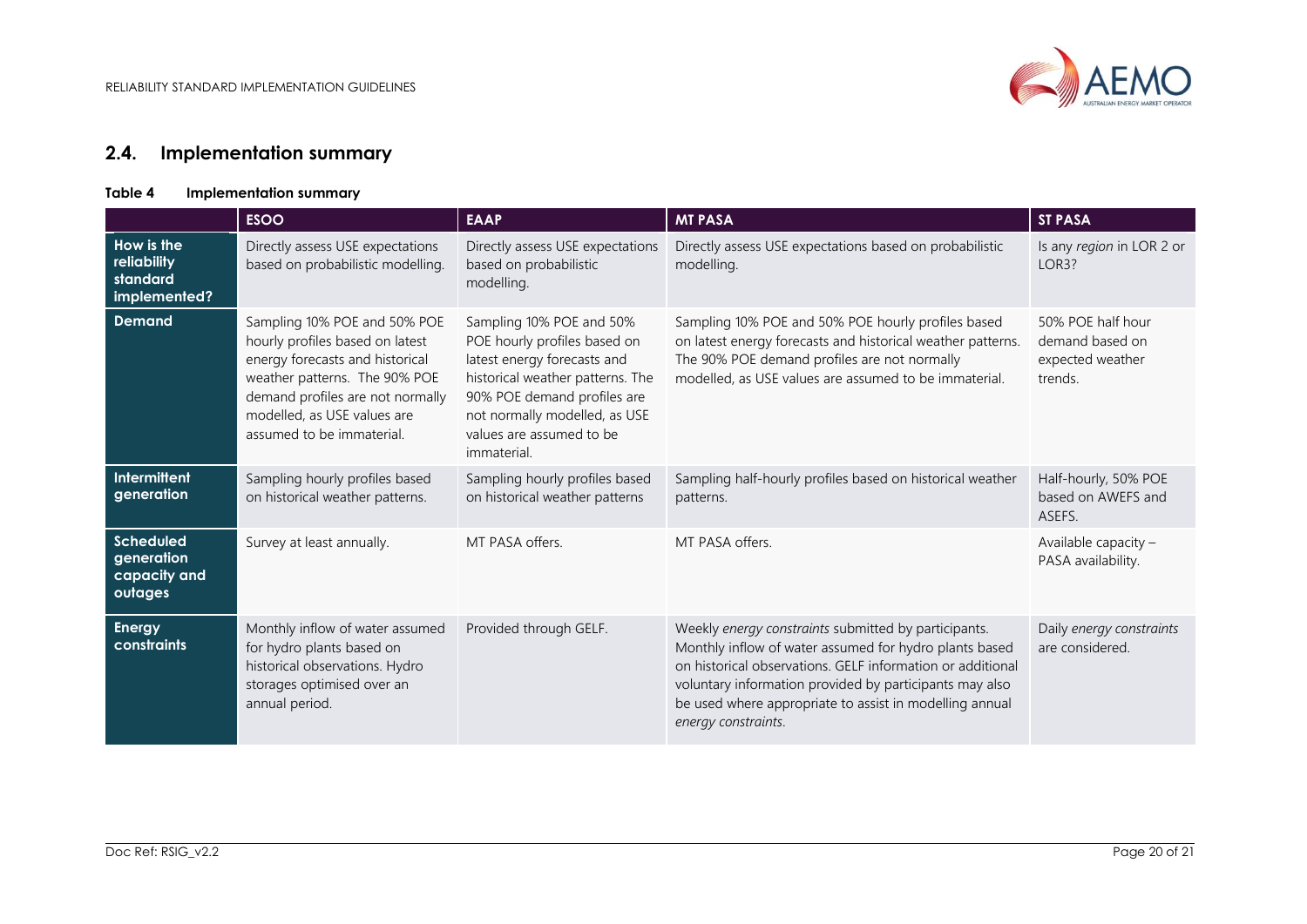## 2.4. Implementation summary

**Table 4 Implementation summary**

| | ESOO | EAAP | MT PASA | ST PASA |
|---|---|---|---|---|
| **How is the reliability standard implemented?** | Directly assess USE expectations based on probabilistic modelling. | Directly assess USE expectations based on probabilistic modelling. | Directly assess USE expectations based on probabilistic modelling. | Is any *region* in LOR 2 or LOR3? |
| **Demand** | Sampling 10% POE and 50% POE hourly profiles based on latest energy forecasts and historical weather patterns. The 90% POE demand profiles are not normally modelled, as USE values are assumed to be immaterial. | Sampling 10% POE and 50% POE hourly profiles based on latest energy forecasts and historical weather patterns. The 90% POE demand profiles are not normally modelled, as USE values are assumed to be immaterial. | Sampling 10% POE and 50% POE hourly profiles based on latest energy forecasts and historical weather patterns. The 90% POE demand profiles are not normally modelled, as USE values are assumed to be immaterial. | 50% POE half hour demand based on expected weather trends. |
| **Intermittent generation** | Sampling hourly profiles based on historical weather patterns. | Sampling hourly profiles based on historical weather patterns | Sampling half-hourly profiles based on historical weather patterns. | Half-hourly, 50% POE based on AWEFS and ASEFS. |
| **Scheduled generation capacity and outages** | Survey at least annually. | MT PASA offers. | MT PASA offers. | Available capacity – PASA availability. |
| **Energy constraints** | Monthly inflow of water assumed for hydro plants based on historical observations. Hydro storages optimised over an annual period. | Provided through GELF. | Weekly *energy constraints* submitted by participants. Monthly inflow of water assumed for hydro plants based on historical observations. GELF information or additional voluntary information provided by participants may also be used where appropriate to assist in modelling annual *energy constraints*. | Daily *energy constraints* are considered. |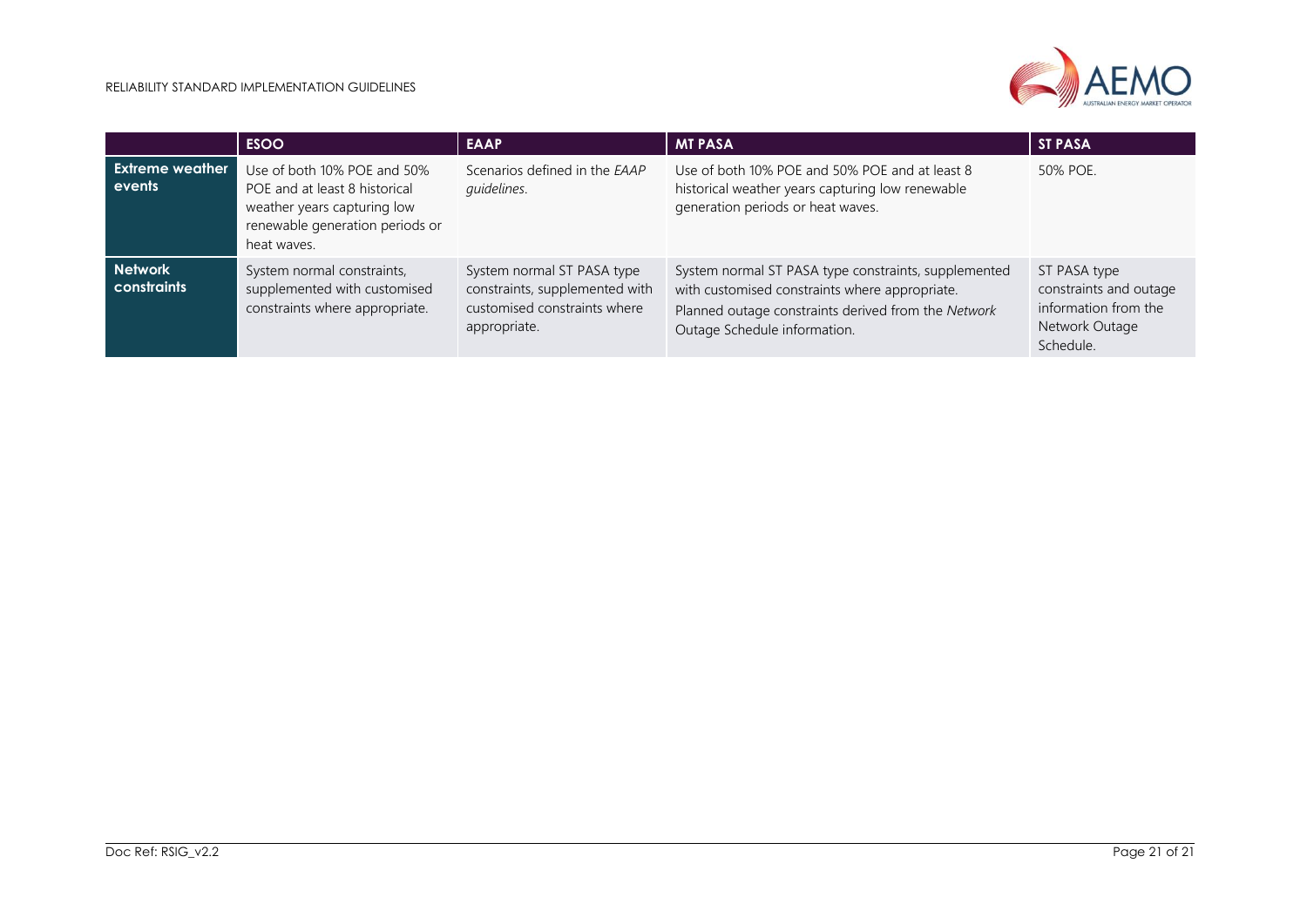| | ESOO | EAAP | MT PASA | ST PASA |
|---|---|---|---|---|
| **Extreme weather events** | Use of both 10% POE and 50% POE and at least 8 historical weather years capturing low renewable generation periods or heat waves. | Scenarios defined in the *EAAP guidelines*. | Use of both 10% POE and 50% POE and at least 8 historical weather years capturing low renewable generation periods or heat waves. | 50% POE. |
| **Network constraints** | System normal constraints, supplemented with customised constraints where appropriate. | System normal ST PASA type constraints, supplemented with customised constraints where appropriate. | System normal ST PASA type constraints, supplemented with customised constraints where appropriate. Planned outage constraints derived from the *Network Outage Schedule* information. | ST PASA type constraints and outage information from the Network Outage Schedule. |